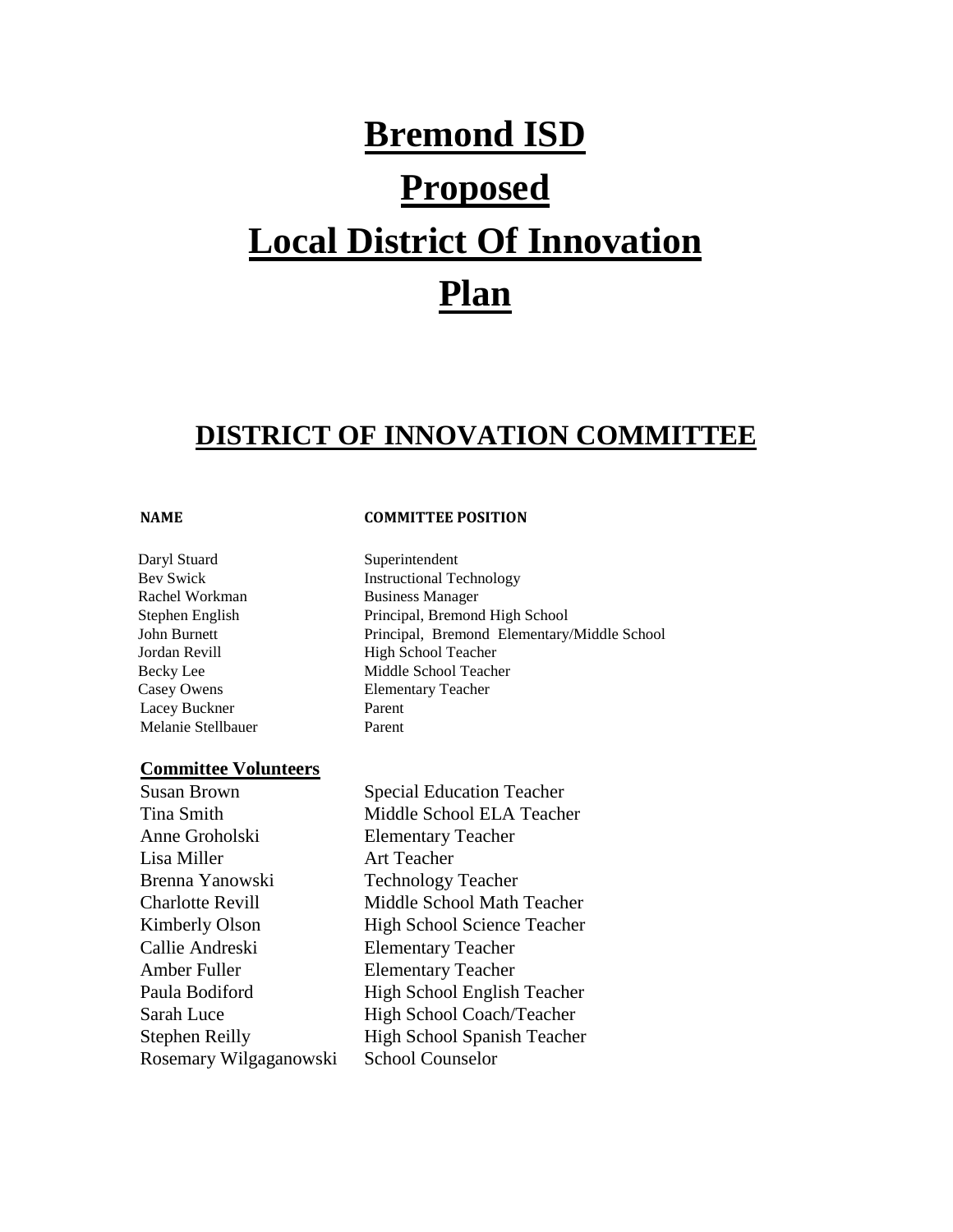# Bremond ISD

# Proposed

# Local District Of Innovation

# Plan

## DISTRICT OF INNOVATION COMMITTEE

| NAME | COMMITTEE POSITION |
| --- | --- |
| Daryl Stuard | Superintendent |
| Bev Swick | Instructional Technology |
| Rachel Workman | Business Manager |
| Stephen English | Principal, Bremond High School |
| John Burnett | Principal, Bremond Elementary/Middle School |
| Jordan Revill | High School Teacher |
| Becky Lee | Middle School Teacher |
| Casey Owens | Elementary Teacher |
| Lacey Buckner | Parent |
| Melanie Stellbauer | Parent |

### Committee Volunteers

| | |
| --- | --- |
| Susan Brown | Special Education Teacher |
| Tina Smith | Middle School ELA Teacher |
| Anne Groholski | Elementary Teacher |
| Lisa Miller | Art Teacher |
| Brenna Yanowski | Technology Teacher |
| Charlotte Revill | Middle School Math Teacher |
| Kimberly Olson | High School Science Teacher |
| Callie Andreski | Elementary Teacher |
| Amber Fuller | Elementary Teacher |
| Paula Bodiford | High School English Teacher |
| Sarah Luce | High School Coach/Teacher |
| Stephen Reilly | High School Spanish Teacher |
| Rosemary Wilgaganowski | School Counselor |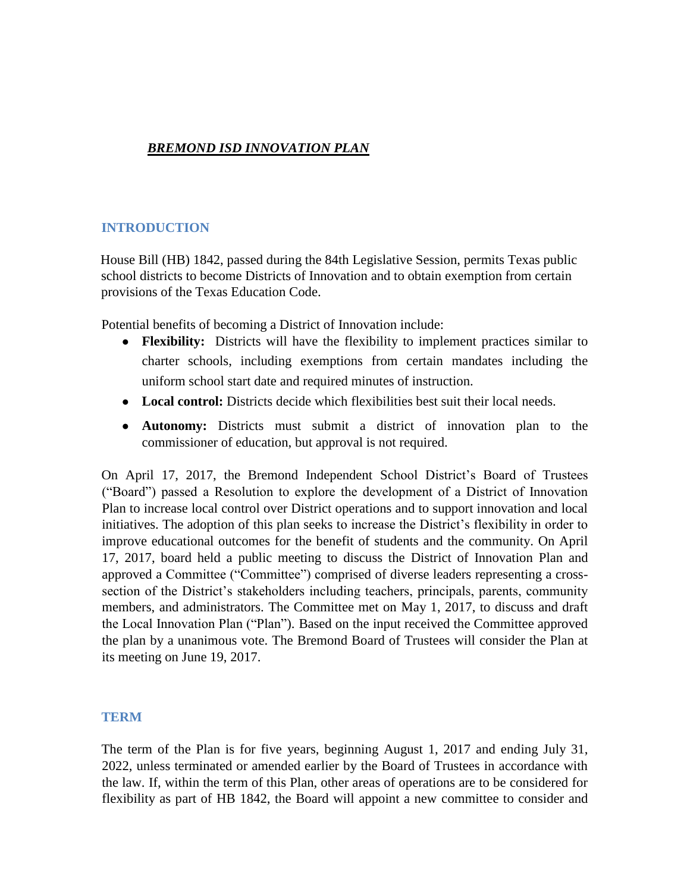# ***BREMOND ISD INNOVATION PLAN***

## INTRODUCTION

House Bill (HB) 1842, passed during the 84th Legislative Session, permits Texas public school districts to become Districts of Innovation and to obtain exemption from certain provisions of the Texas Education Code.

Potential benefits of becoming a District of Innovation include:

- **Flexibility:** Districts will have the flexibility to implement practices similar to charter schools, including exemptions from certain mandates including the uniform school start date and required minutes of instruction.
- **Local control:** Districts decide which flexibilities best suit their local needs.
- **Autonomy:** Districts must submit a district of innovation plan to the commissioner of education, but approval is not required.

On April 17, 2017, the Bremond Independent School District's Board of Trustees ("Board") passed a Resolution to explore the development of a District of Innovation Plan to increase local control over District operations and to support innovation and local initiatives. The adoption of this plan seeks to increase the District's flexibility in order to improve educational outcomes for the benefit of students and the community. On April 17, 2017, board held a public meeting to discuss the District of Innovation Plan and approved a Committee ("Committee") comprised of diverse leaders representing a cross-section of the District's stakeholders including teachers, principals, parents, community members, and administrators. The Committee met on May 1, 2017, to discuss and draft the Local Innovation Plan ("Plan"). Based on the input received the Committee approved the plan by a unanimous vote. The Bremond Board of Trustees will consider the Plan at its meeting on June 19, 2017.

## TERM

The term of the Plan is for five years, beginning August 1, 2017 and ending July 31, 2022, unless terminated or amended earlier by the Board of Trustees in accordance with the law. If, within the term of this Plan, other areas of operations are to be considered for flexibility as part of HB 1842, the Board will appoint a new committee to consider and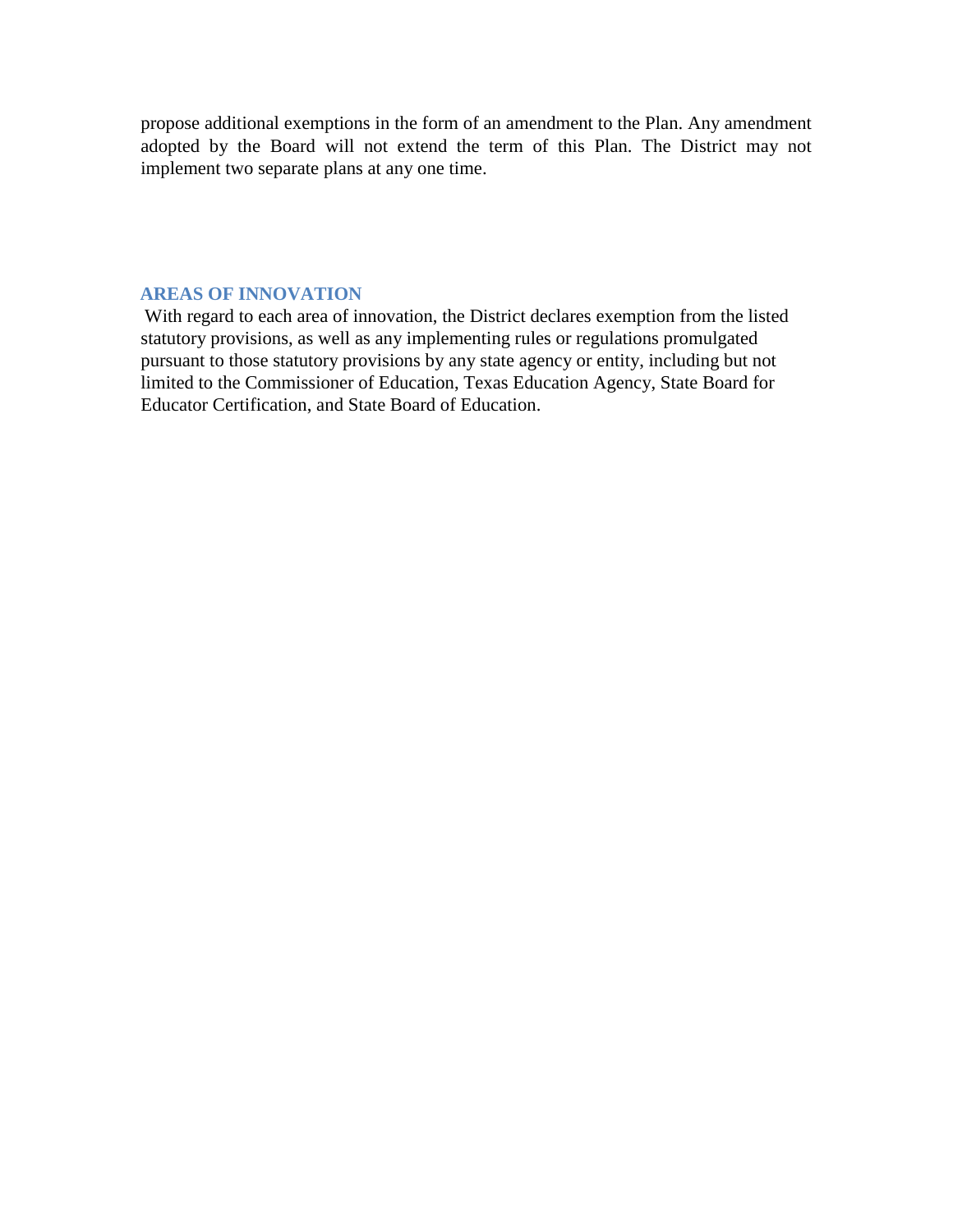propose additional exemptions in the form of an amendment to the Plan. Any amendment adopted by the Board will not extend the term of this Plan. The District may not implement two separate plans at any one time.

## AREAS OF INNOVATION

With regard to each area of innovation, the District declares exemption from the listed statutory provisions, as well as any implementing rules or regulations promulgated pursuant to those statutory provisions by any state agency or entity, including but not limited to the Commissioner of Education, Texas Education Agency, State Board for Educator Certification, and State Board of Education.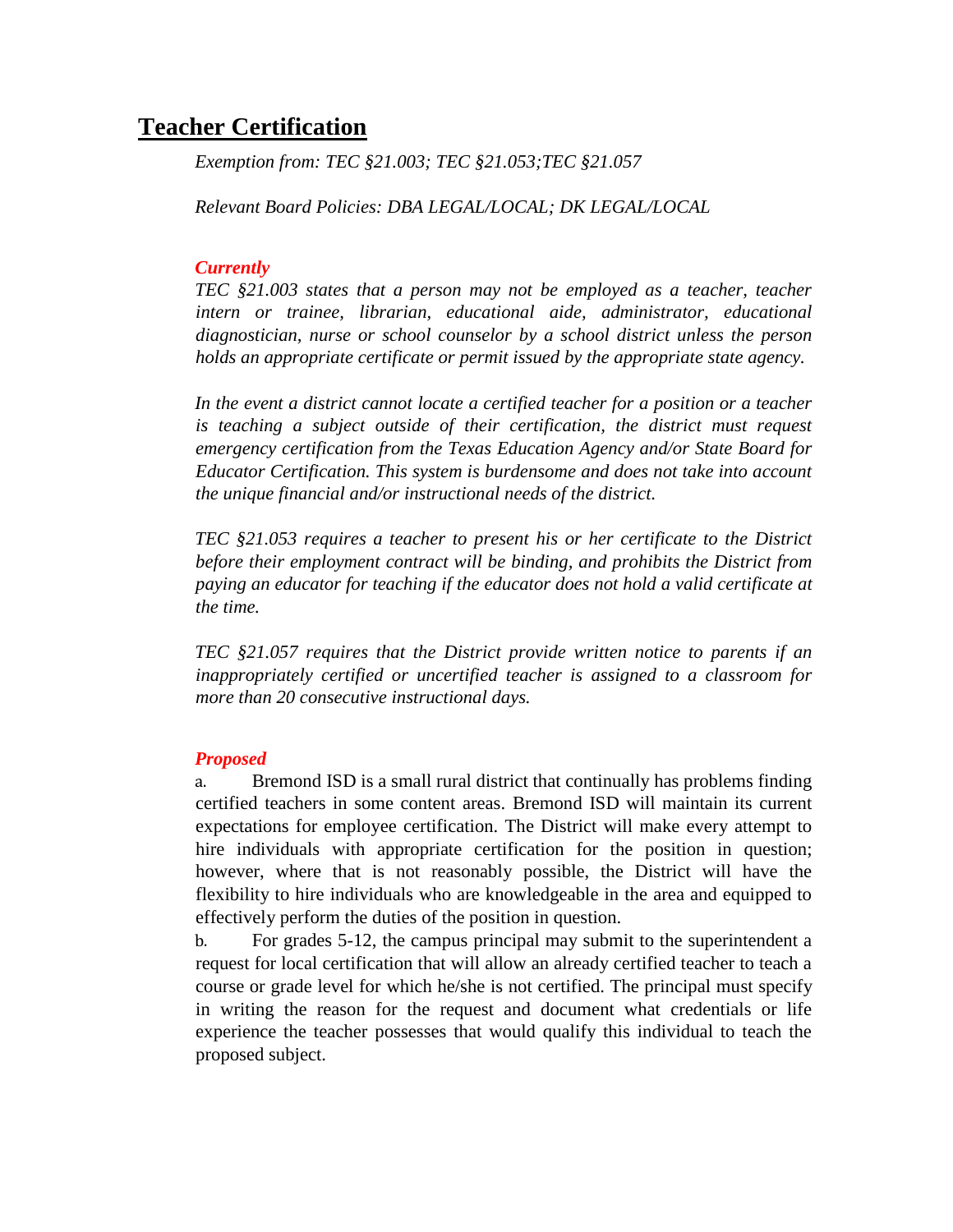## Teacher Certification

*Exemption from: TEC §21.003; TEC §21.053;TEC §21.057*

*Relevant Board Policies: DBA LEGAL/LOCAL; DK LEGAL/LOCAL*

***Currently***

*TEC §21.003 states that a person may not be employed as a teacher, teacher intern or trainee, librarian, educational aide, administrator, educational diagnostician, nurse or school counselor by a school district unless the person holds an appropriate certificate or permit issued by the appropriate state agency.*

*In the event a district cannot locate a certified teacher for a position or a teacher is teaching a subject outside of their certification, the district must request emergency certification from the Texas Education Agency and/or State Board for Educator Certification. This system is burdensome and does not take into account the unique financial and/or instructional needs of the district.*

*TEC §21.053 requires a teacher to present his or her certificate to the District before their employment contract will be binding, and prohibits the District from paying an educator for teaching if the educator does not hold a valid certificate at the time.*

*TEC §21.057 requires that the District provide written notice to parents if an inappropriately certified or uncertified teacher is assigned to a classroom for more than 20 consecutive instructional days.*

***Proposed***

a. Bremond ISD is a small rural district that continually has problems finding certified teachers in some content areas. Bremond ISD will maintain its current expectations for employee certification. The District will make every attempt to hire individuals with appropriate certification for the position in question; however, where that is not reasonably possible, the District will have the flexibility to hire individuals who are knowledgeable in the area and equipped to effectively perform the duties of the position in question.

b. For grades 5-12, the campus principal may submit to the superintendent a request for local certification that will allow an already certified teacher to teach a course or grade level for which he/she is not certified. The principal must specify in writing the reason for the request and document what credentials or life experience the teacher possesses that would qualify this individual to teach the proposed subject.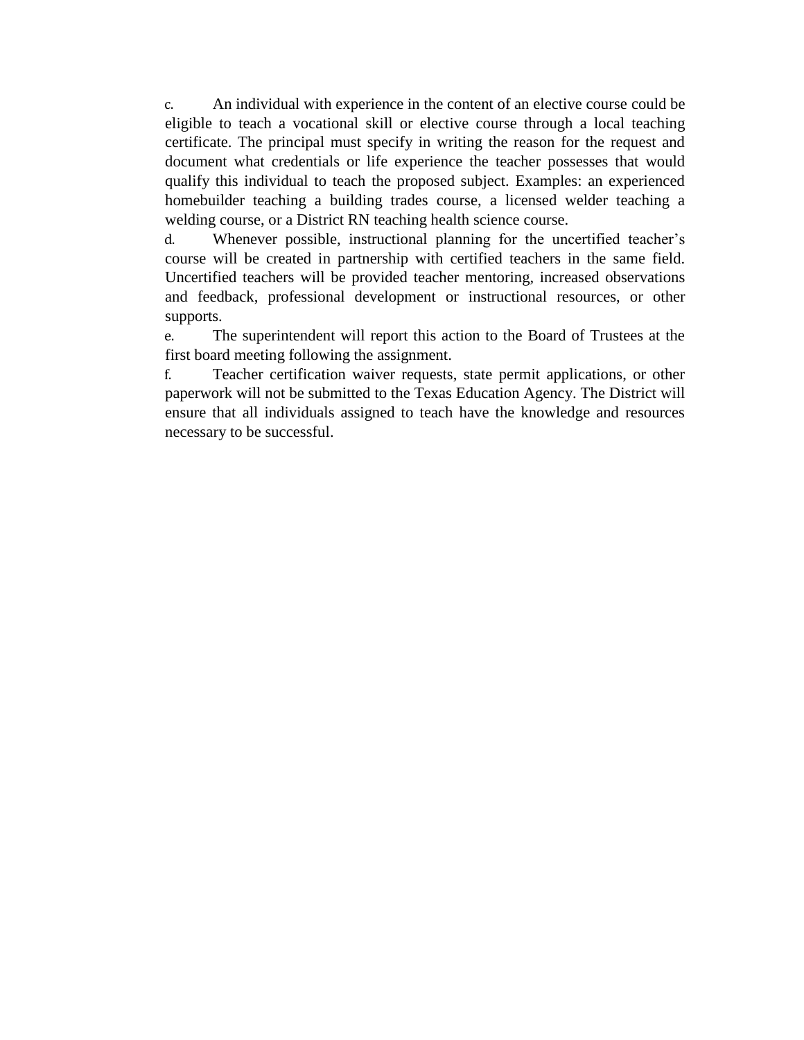c. An individual with experience in the content of an elective course could be eligible to teach a vocational skill or elective course through a local teaching certificate. The principal must specify in writing the reason for the request and document what credentials or life experience the teacher possesses that would qualify this individual to teach the proposed subject. Examples: an experienced homebuilder teaching a building trades course, a licensed welder teaching a welding course, or a District RN teaching health science course.

d. Whenever possible, instructional planning for the uncertified teacher's course will be created in partnership with certified teachers in the same field. Uncertified teachers will be provided teacher mentoring, increased observations and feedback, professional development or instructional resources, or other supports.

e. The superintendent will report this action to the Board of Trustees at the first board meeting following the assignment.

f. Teacher certification waiver requests, state permit applications, or other paperwork will not be submitted to the Texas Education Agency. The District will ensure that all individuals assigned to teach have the knowledge and resources necessary to be successful.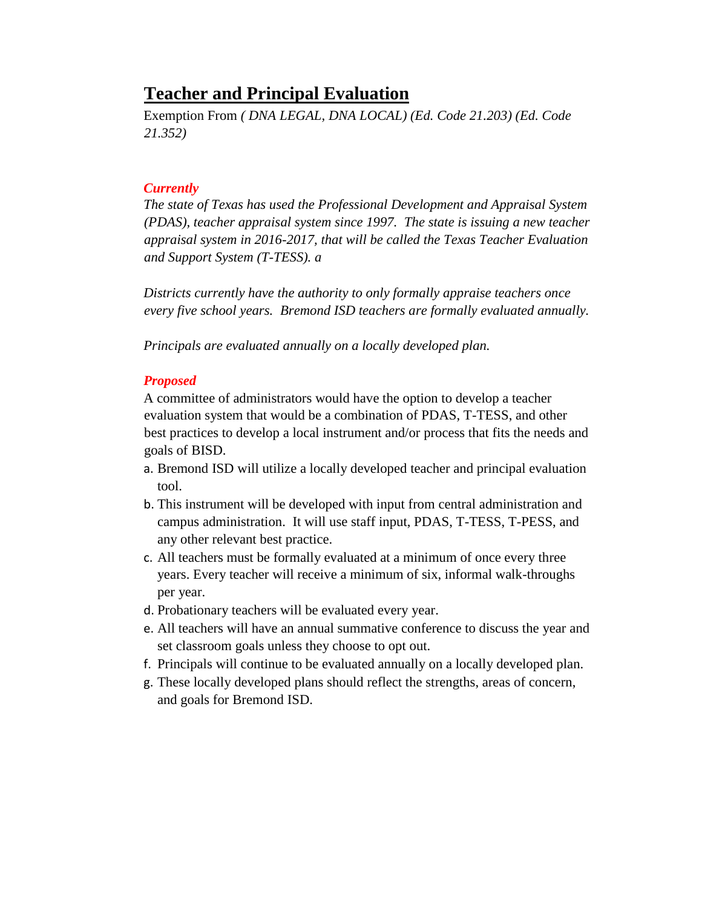## Teacher and Principal Evaluation

Exemption From *( DNA LEGAL, DNA LOCAL) (Ed. Code 21.203) (Ed. Code 21.352)*

***Currently***

*The state of Texas has used the Professional Development and Appraisal System (PDAS), teacher appraisal system since 1997. The state is issuing a new teacher appraisal system in 2016-2017, that will be called the Texas Teacher Evaluation and Support System (T-TESS). a*

*Districts currently have the authority to only formally appraise teachers once every five school years. Bremond ISD teachers are formally evaluated annually.*

*Principals are evaluated annually on a locally developed plan.*

***Proposed***

A committee of administrators would have the option to develop a teacher evaluation system that would be a combination of PDAS, T-TESS, and other best practices to develop a local instrument and/or process that fits the needs and goals of BISD.

a. Bremond ISD will utilize a locally developed teacher and principal evaluation tool.
b. This instrument will be developed with input from central administration and campus administration. It will use staff input, PDAS, T-TESS, T-PESS, and any other relevant best practice.
c. All teachers must be formally evaluated at a minimum of once every three years. Every teacher will receive a minimum of six, informal walk-throughs per year.
d. Probationary teachers will be evaluated every year.
e. All teachers will have an annual summative conference to discuss the year and set classroom goals unless they choose to opt out.
f. Principals will continue to be evaluated annually on a locally developed plan.
g. These locally developed plans should reflect the strengths, areas of concern, and goals for Bremond ISD.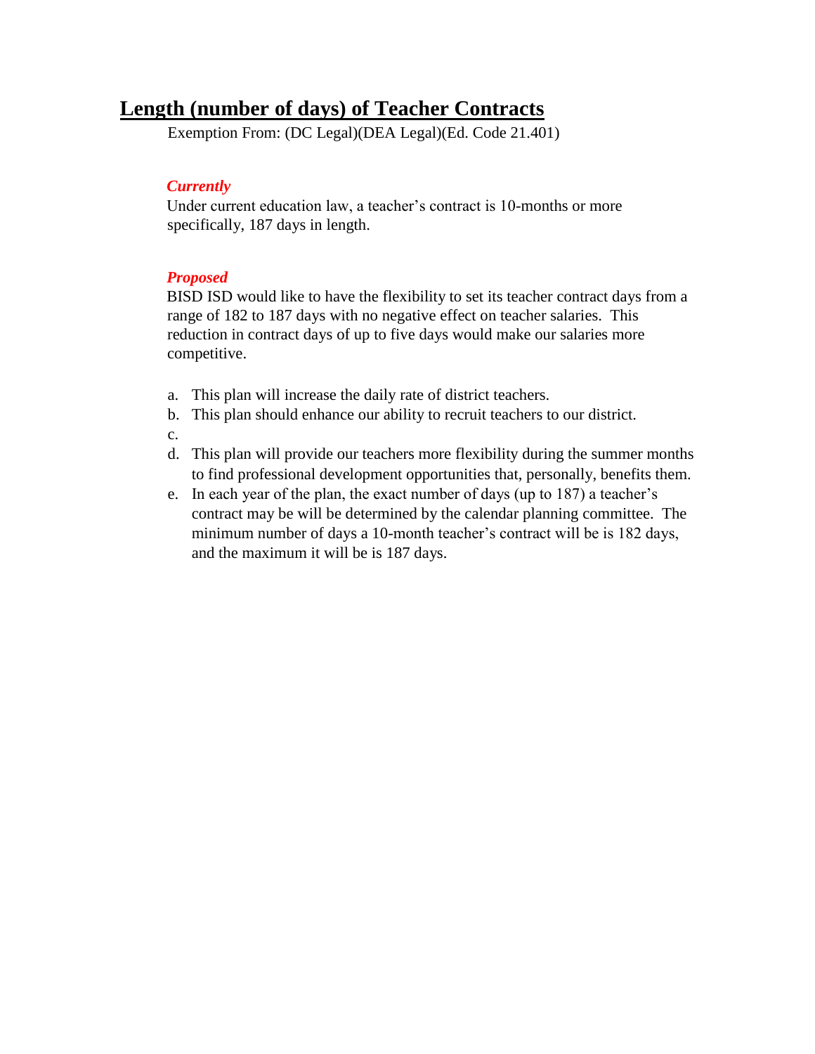## Length (number of days) of Teacher Contracts

Exemption From: (DC Legal)(DEA Legal)(Ed. Code 21.401)

***Currently***

Under current education law, a teacher's contract is 10-months or more specifically, 187 days in length.

***Proposed***

BISD ISD would like to have the flexibility to set its teacher contract days from a range of 182 to 187 days with no negative effect on teacher salaries. This reduction in contract days of up to five days would make our salaries more competitive.

a. This plan will increase the daily rate of district teachers.
b. This plan should enhance our ability to recruit teachers to our district.
c.
d. This plan will provide our teachers more flexibility during the summer months to find professional development opportunities that, personally, benefits them.
e. In each year of the plan, the exact number of days (up to 187) a teacher's contract may be will be determined by the calendar planning committee. The minimum number of days a 10-month teacher's contract will be is 182 days, and the maximum it will be is 187 days.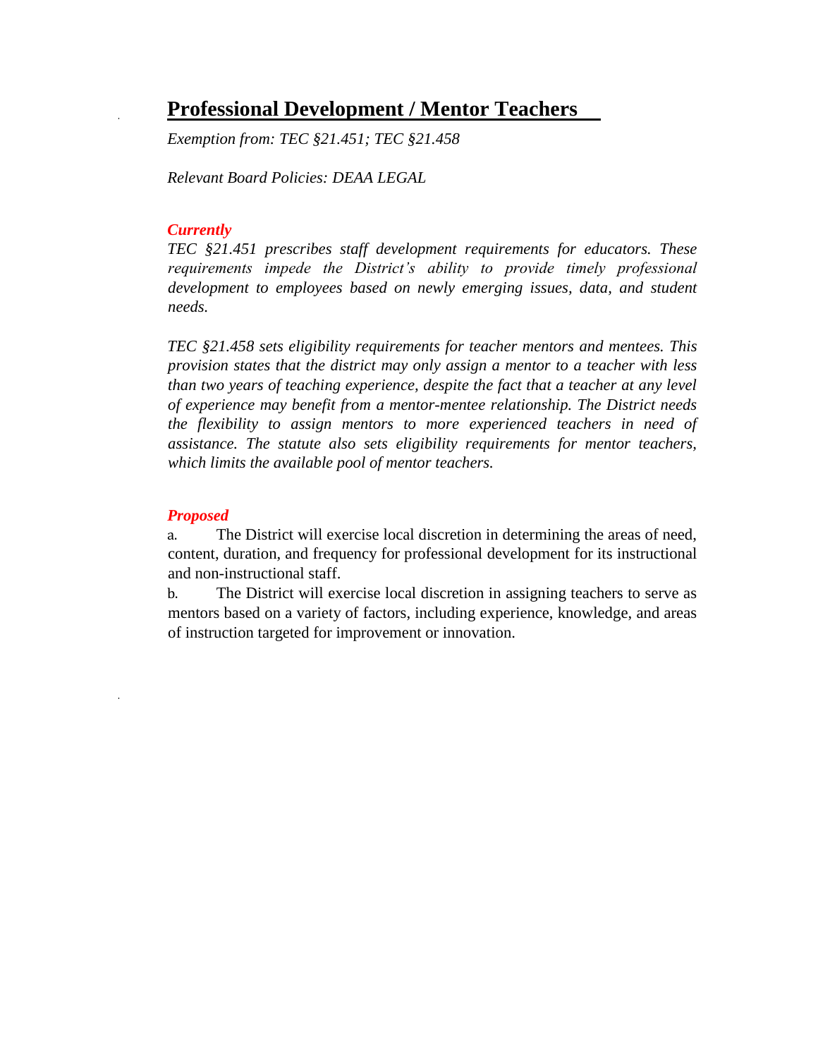## Professional Development / Mentor Teachers

*Exemption from: TEC §21.451; TEC §21.458*

*Relevant Board Policies: DEAA LEGAL*

***Currently***

*TEC §21.451 prescribes staff development requirements for educators. These requirements impede the District's ability to provide timely professional development to employees based on newly emerging issues, data, and student needs.*

*TEC §21.458 sets eligibility requirements for teacher mentors and mentees. This provision states that the district may only assign a mentor to a teacher with less than two years of teaching experience, despite the fact that a teacher at any level of experience may benefit from a mentor-mentee relationship. The District needs the flexibility to assign mentors to more experienced teachers in need of assistance. The statute also sets eligibility requirements for mentor teachers, which limits the available pool of mentor teachers.*

***Proposed***

a. The District will exercise local discretion in determining the areas of need, content, duration, and frequency for professional development for its instructional and non-instructional staff.

b. The District will exercise local discretion in assigning teachers to serve as mentors based on a variety of factors, including experience, knowledge, and areas of instruction targeted for improvement or innovation.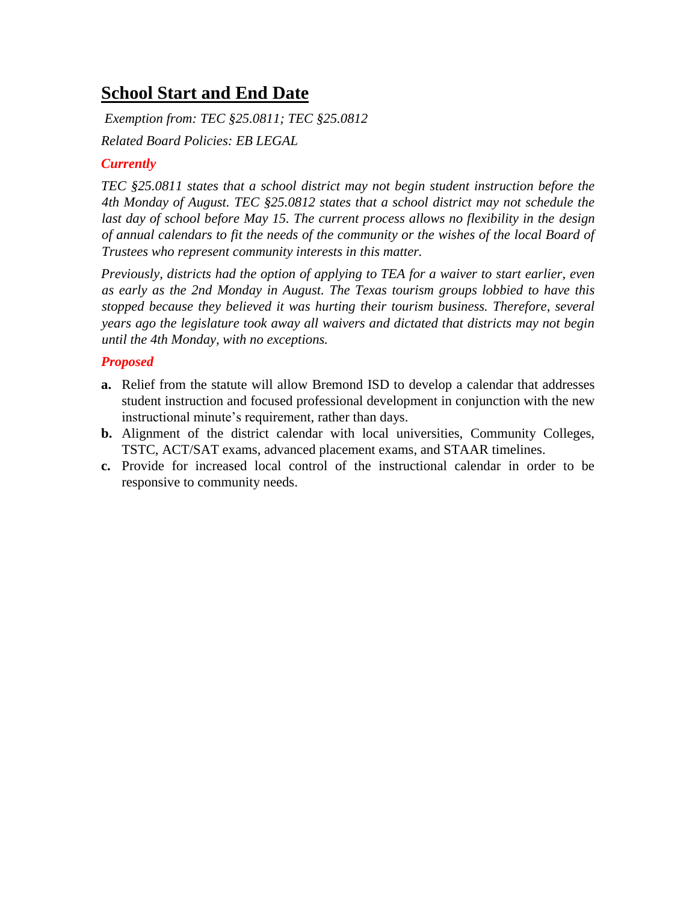## School Start and End Date

*Exemption from: TEC §25.0811; TEC §25.0812*

*Related Board Policies: EB LEGAL*

***Currently***

*TEC §25.0811 states that a school district may not begin student instruction before the 4th Monday of August. TEC §25.0812 states that a school district may not schedule the last day of school before May 15. The current process allows no flexibility in the design of annual calendars to fit the needs of the community or the wishes of the local Board of Trustees who represent community interests in this matter.*

*Previously, districts had the option of applying to TEA for a waiver to start earlier, even as early as the 2nd Monday in August. The Texas tourism groups lobbied to have this stopped because they believed it was hurting their tourism business. Therefore, several years ago the legislature took away all waivers and dictated that districts may not begin until the 4th Monday, with no exceptions.*

***Proposed***

**a.** Relief from the statute will allow Bremond ISD to develop a calendar that addresses student instruction and focused professional development in conjunction with the new instructional minute's requirement, rather than days.

**b.** Alignment of the district calendar with local universities, Community Colleges, TSTC, ACT/SAT exams, advanced placement exams, and STAAR timelines.

**c.** Provide for increased local control of the instructional calendar in order to be responsive to community needs.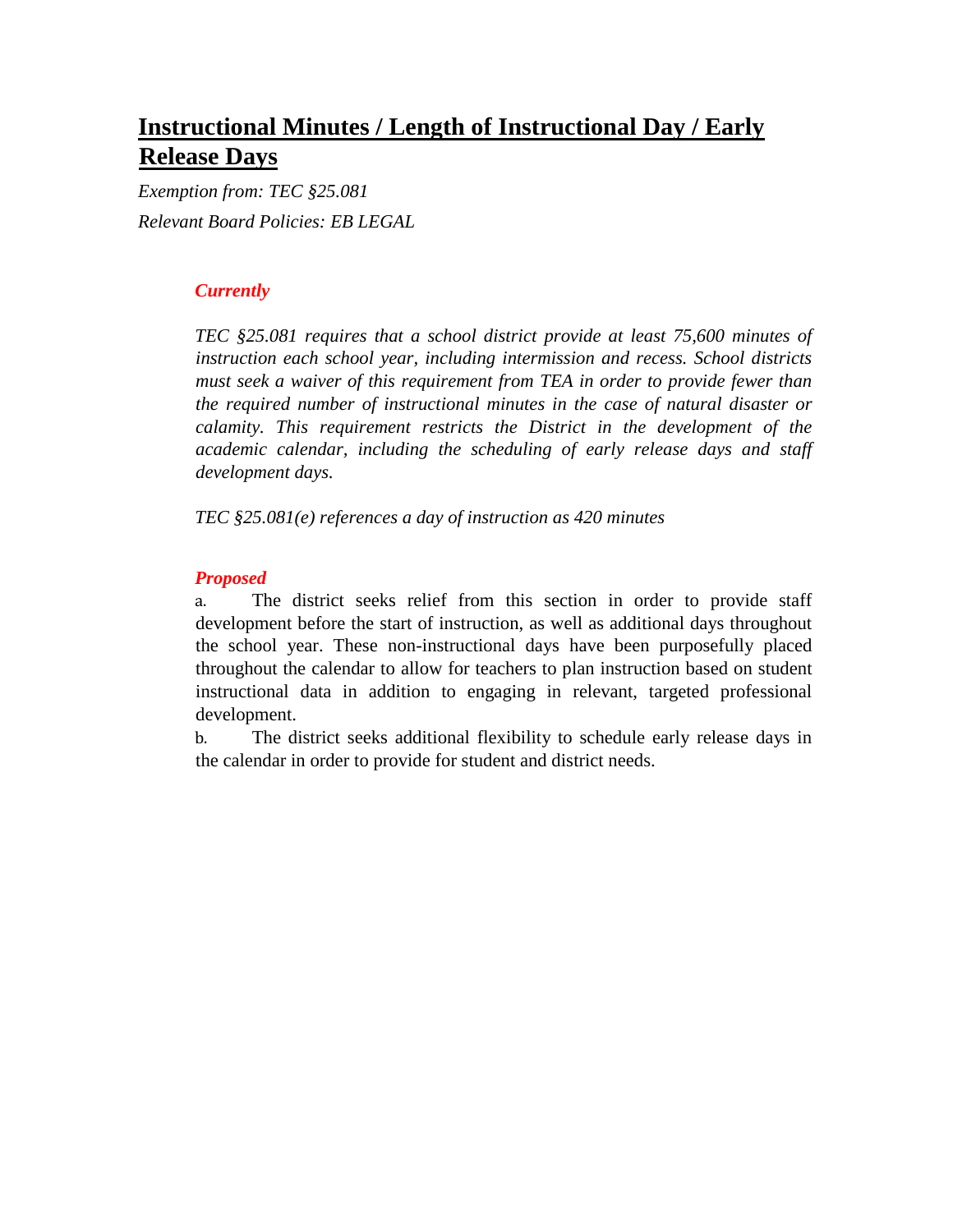## **Instructional Minutes / Length of Instructional Day / Early Release Days**

*Exemption from: TEC §25.081*

*Relevant Board Policies: EB LEGAL*

***Currently***

*TEC §25.081 requires that a school district provide at least 75,600 minutes of instruction each school year, including intermission and recess. School districts must seek a waiver of this requirement from TEA in order to provide fewer than the required number of instructional minutes in the case of natural disaster or calamity. This requirement restricts the District in the development of the academic calendar, including the scheduling of early release days and staff development days.*

*TEC §25.081(e) references a day of instruction as 420 minutes*

***Proposed***

a. The district seeks relief from this section in order to provide staff development before the start of instruction, as well as additional days throughout the school year. These non-instructional days have been purposefully placed throughout the calendar to allow for teachers to plan instruction based on student instructional data in addition to engaging in relevant, targeted professional development.

b. The district seeks additional flexibility to schedule early release days in the calendar in order to provide for student and district needs.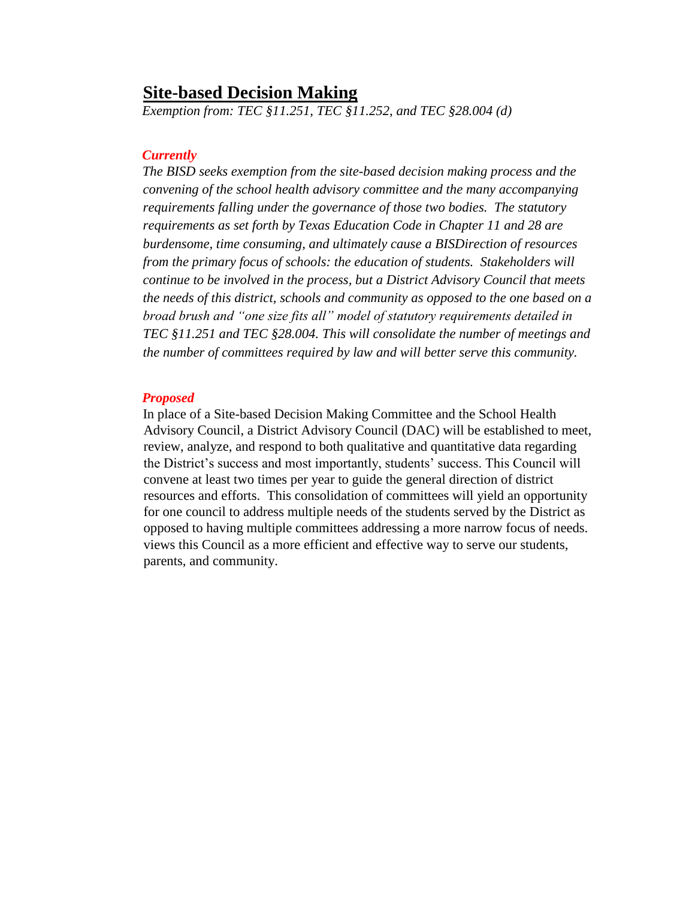## Site-based Decision Making

*Exemption from: TEC §11.251, TEC §11.252, and TEC §28.004 (d)*

***Currently***

*The BISD seeks exemption from the site-based decision making process and the convening of the school health advisory committee and the many accompanying requirements falling under the governance of those two bodies. The statutory requirements as set forth by Texas Education Code in Chapter 11 and 28 are burdensome, time consuming, and ultimately cause a BISDirection of resources from the primary focus of schools: the education of students. Stakeholders will continue to be involved in the process, but a District Advisory Council that meets the needs of this district, schools and community as opposed to the one based on a broad brush and "one size fits all" model of statutory requirements detailed in TEC §11.251 and TEC §28.004. This will consolidate the number of meetings and the number of committees required by law and will better serve this community.*

***Proposed***

In place of a Site-based Decision Making Committee and the School Health Advisory Council, a District Advisory Council (DAC) will be established to meet, review, analyze, and respond to both qualitative and quantitative data regarding the District's success and most importantly, students' success. This Council will convene at least two times per year to guide the general direction of district resources and efforts. This consolidation of committees will yield an opportunity for one council to address multiple needs of the students served by the District as opposed to having multiple committees addressing a more narrow focus of needs. views this Council as a more efficient and effective way to serve our students, parents, and community.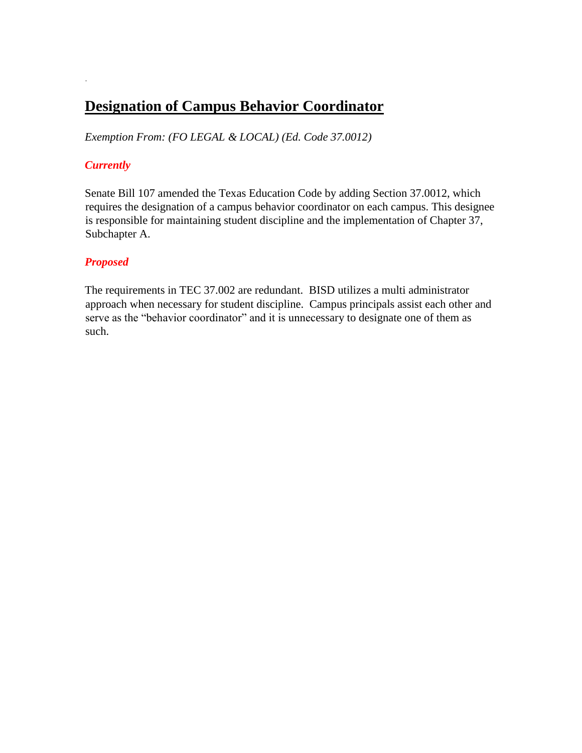## Designation of Campus Behavior Coordinator

*Exemption From: (FO LEGAL & LOCAL) (Ed. Code 37.0012)*

***Currently***

Senate Bill 107 amended the Texas Education Code by adding Section 37.0012, which requires the designation of a campus behavior coordinator on each campus. This designee is responsible for maintaining student discipline and the implementation of Chapter 37, Subchapter A.

***Proposed***

The requirements in TEC 37.002 are redundant. BISD utilizes a multi administrator approach when necessary for student discipline. Campus principals assist each other and serve as the "behavior coordinator" and it is unnecessary to designate one of them as such.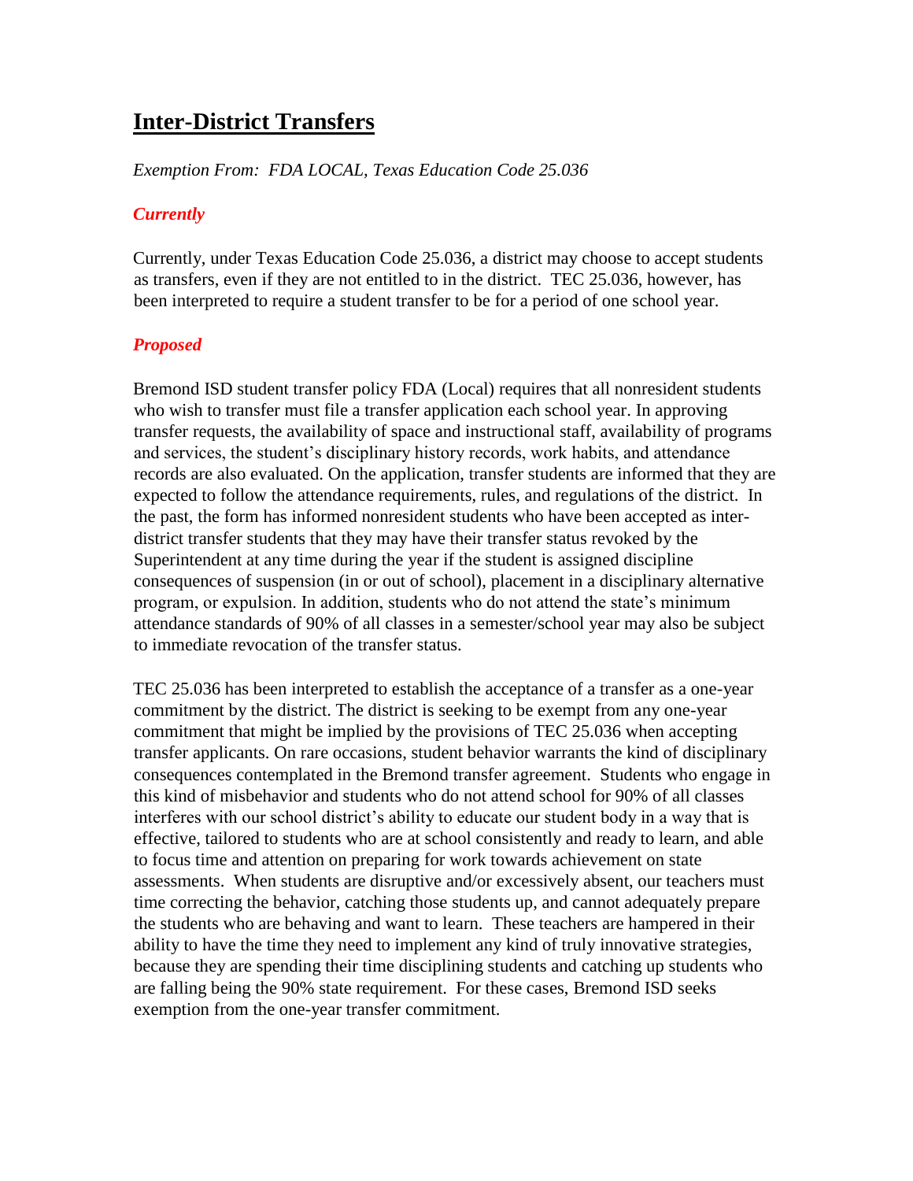# Inter-District Transfers

*Exemption From: FDA LOCAL, Texas Education Code 25.036*

### *Currently*

Currently, under Texas Education Code 25.036, a district may choose to accept students as transfers, even if they are not entitled to in the district. TEC 25.036, however, has been interpreted to require a student transfer to be for a period of one school year.

### *Proposed*

Bremond ISD student transfer policy FDA (Local) requires that all nonresident students who wish to transfer must file a transfer application each school year. In approving transfer requests, the availability of space and instructional staff, availability of programs and services, the student's disciplinary history records, work habits, and attendance records are also evaluated. On the application, transfer students are informed that they are expected to follow the attendance requirements, rules, and regulations of the district. In the past, the form has informed nonresident students who have been accepted as inter-district transfer students that they may have their transfer status revoked by the Superintendent at any time during the year if the student is assigned discipline consequences of suspension (in or out of school), placement in a disciplinary alternative program, or expulsion. In addition, students who do not attend the state's minimum attendance standards of 90% of all classes in a semester/school year may also be subject to immediate revocation of the transfer status.

TEC 25.036 has been interpreted to establish the acceptance of a transfer as a one-year commitment by the district. The district is seeking to be exempt from any one-year commitment that might be implied by the provisions of TEC 25.036 when accepting transfer applicants. On rare occasions, student behavior warrants the kind of disciplinary consequences contemplated in the Bremond transfer agreement. Students who engage in this kind of misbehavior and students who do not attend school for 90% of all classes interferes with our school district's ability to educate our student body in a way that is effective, tailored to students who are at school consistently and ready to learn, and able to focus time and attention on preparing for work towards achievement on state assessments. When students are disruptive and/or excessively absent, our teachers must time correcting the behavior, catching those students up, and cannot adequately prepare the students who are behaving and want to learn. These teachers are hampered in their ability to have the time they need to implement any kind of truly innovative strategies, because they are spending their time disciplining students and catching up students who are falling being the 90% state requirement. For these cases, Bremond ISD seeks exemption from the one-year transfer commitment.